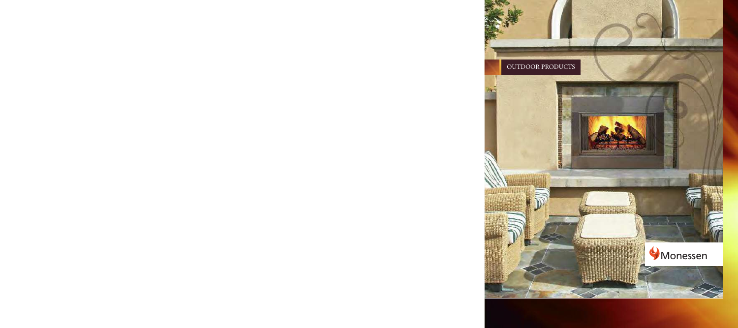OUTDOOR PRODUCTS

Monessen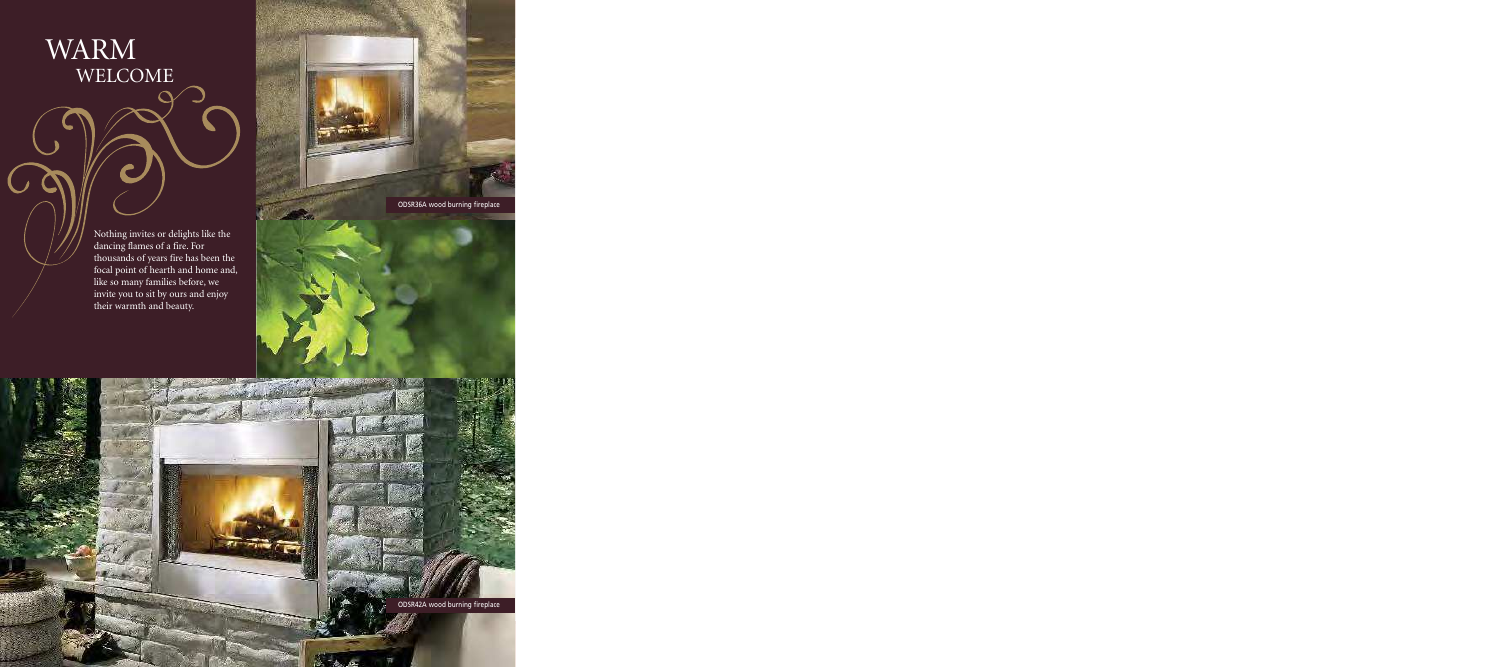# WARM
## WELCOME

Nothing invites or delights like the dancing flames of a fire. For thousands of years fire has been the focal point of hearth and home and, like so many families before, we invite you to sit by ours and enjoy their warmth and beauty.

ODSR36A wood burning fireplace

ODSR42A wood burning fireplace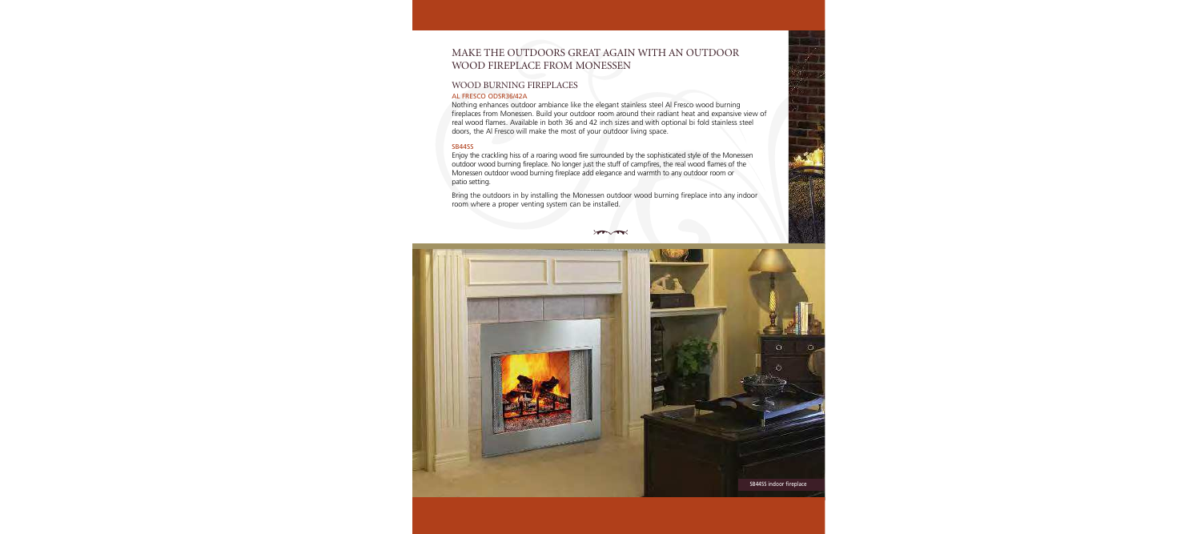# MAKE THE OUTDOORS GREAT AGAIN WITH AN OUTDOOR WOOD FIREPLACE FROM MONESSEN

## WOOD BURNING FIREPLACES

### AL FRESCO ODSR36/42A

Nothing enhances outdoor ambiance like the elegant stainless steel Al Fresco wood burning fireplaces from Monessen. Build your outdoor room around their radiant heat and expansive view of real wood flames. Available in both 36 and 42 inch sizes and with optional bi fold stainless steel doors, the Al Fresco will make the most of your outdoor living space.

### SB44SS

Enjoy the crackling hiss of a roaring wood fire surrounded by the sophisticated style of the Monessen outdoor wood burning fireplace. No longer just the stuff of campfires, the real wood flames of the Monessen outdoor wood burning fireplace add elegance and warmth to any outdoor room or patio setting.

Bring the outdoors in by installing the Monessen outdoor wood burning fireplace into any indoor room where a proper venting system can be installed.

SB44SS indoor fireplace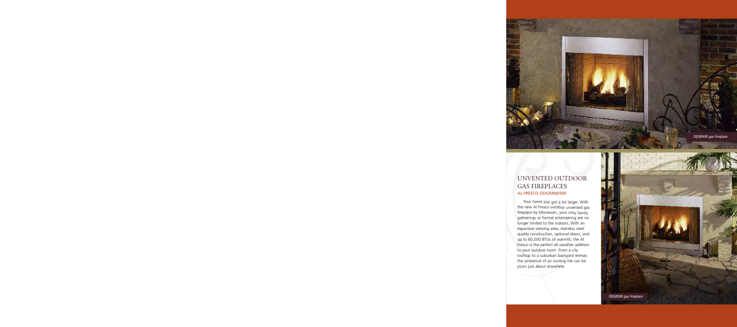# UNVENTED OUTDOOR GAS FIREPLACES

## AL FRESCO ODGR400/500

Your home just got a lot larger. With the new Al Fresco outdoor unvented gas fireplace by Monessen, your cozy family gatherings or formal entertaining are no longer limited to the indoors. With an expansive viewing area, stainless steel quality construction, optional doors, and up to 60,000 BTUs of warmth, the Al Fresco is the perfect all weather addition to your outdoor room. From a city rooftop to a suburban backyard retreat, the ambience of an inviting fire can be yours just about anywhere.

ODGR400 gas fireplace

ODGR500 gas fireplace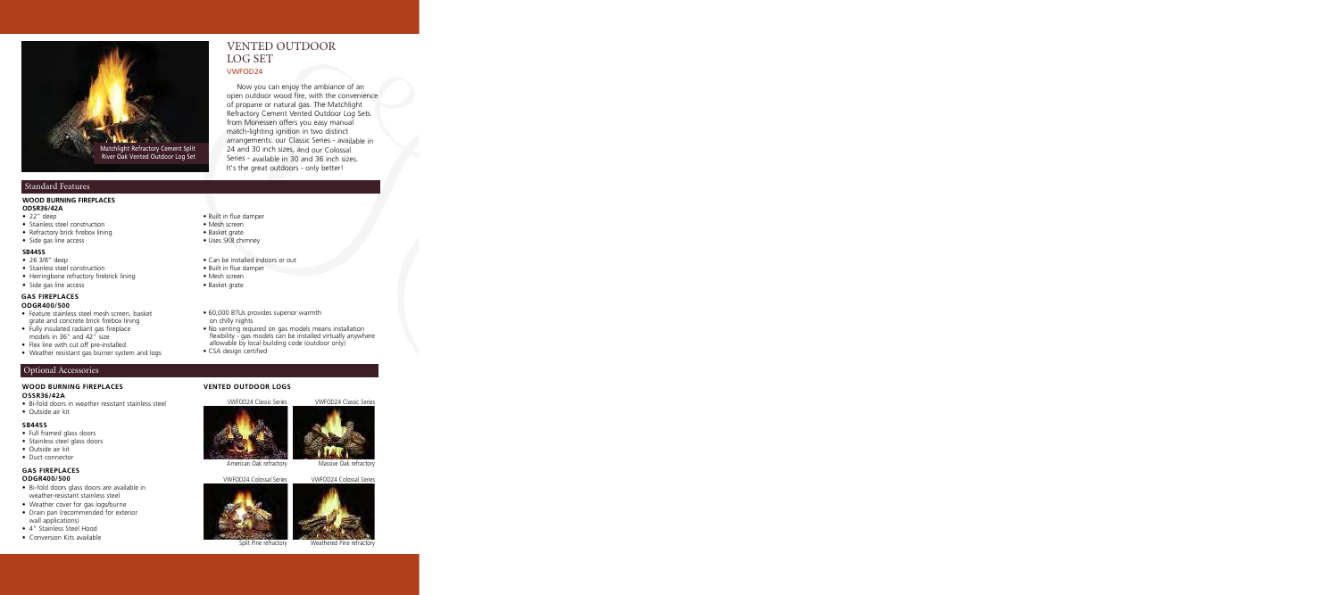Matchlight Refractory Cement Split River Oak Vented Outdoor Log Set

# VENTED OUTDOOR LOG SET

VWFOD24

Now you can enjoy the ambiance of an open outdoor wood fire, with the convenience of propane or natural gas. The Matchlight Refractory Cement Vented Outdoor Log Sets from Monessen offers you easy manual match-lighting ignition in two distinct arrangements: our Classic Series - available in 24 and 30 inch sizes, and our Colossal Series - available in 30 and 36 inch sizes. It's the great outdoors - only better!

## Standard Features

### WOOD BURNING FIREPLACES

**ODSR36/42A**

- 22" deep
- Stainless steel construction
- Refractory brick firebox lining
- Side gas line access
- Built in flue damper
- Mesh screen
- Basket grate
- Uses SKB chimney

**SB44SS**

- 26 3/8" deep
- Stainless steel construction
- Herringbone refractory firebrick lining
- Side gas line access
- Can be installed indoors or out
- Built in flue damper
- Mesh screen
- Basket grate

### GAS FIREPLACES

**ODGR400/500**

- Feature stainless steel mesh screen, basket grate and concrete brick firebox lining
- Fully insulated radiant gas fireplace models in 36" and 42" size
- Flex line with cut off pre-installed
- Weather resistant gas burner system and logs
- 60,000 BTUs provides superior warmth on chilly nights
- No venting required on gas models means installation flexibility - gas models can be installed virtually anywhere allowable by local building code (outdoor only)
- CSA design certified

## Optional Accessories

### WOOD BURNING FIREPLACES

**OSSR36/42A**

- Bi-fold doors in weather resistant stainless steel
- Outside air kit

**SB44SS**

- Full framed glass doors
- Stainless steel glass doors
- Outside air kit
- Duct connector

### GAS FIREPLACES

**ODGR400/500**

- Bi-fold doors glass doors are available in weather-resistant stainless steel
- Weather cover for gas logs/burne
- Drain pan (recommended for exterior wall applications)
- 4" Stainless Steel Hood
- Conversion Kits available

### VENTED OUTDOOR LOGS

VWFOD24 Classic Series

American Oak refractory

VWFOD24 Classic Series

Massive Oak refractory

VWFOD24 Colossal Series

Split Pine refractory

VWFOD24 Colossal Series

Weathered Pine refractory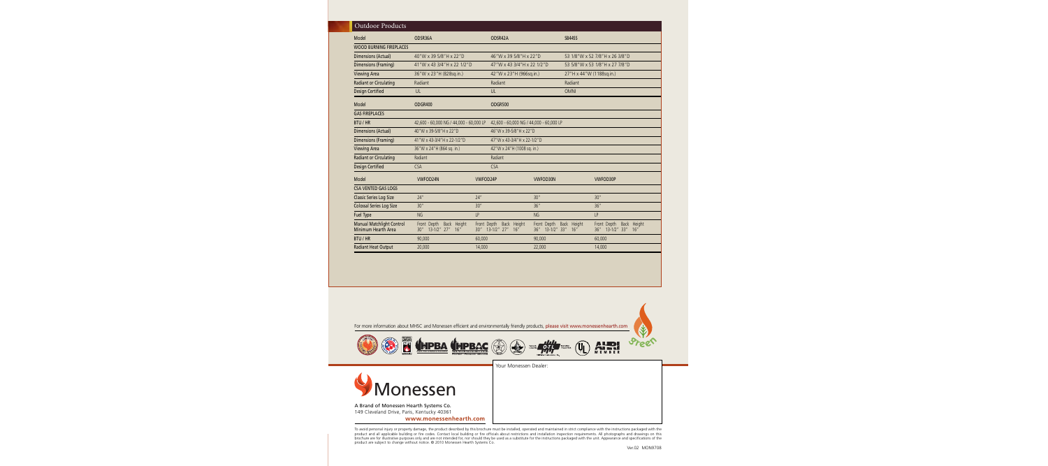# Outdoor Products

| Model | ODSR36A | ODSR42A | SB44SS |
|---|---|---|---|
| **WOOD BURNING FIREPLACES** | | | |
| Dimensions (Actual) | 40"W x 39 5/8"H x 22"D | 46"W x 39 5/8"H x 22"D | 53 1/8"W x 52 7/8"H x 26 3/8"D |
| Dimensions (Framing) | 41"W x 43 3/4"H x 22 1/2"D | 47"W x 43 3/4"H x 22 1/2"D | 53 5/8"W x 53 1/8"H x 27 7/8"D |
| Viewing Area | 36"W x 23"H (828sq.in.) | 42"W x 23"H (966sq.in.) | 27"H x 44"W (1188sq.in.) |
| Radiant or Circulating | Radiant | Radiant | Radiant |
| Design Certified | UL | UL | OMNI |

| Model | ODGR400 | ODGR500 |
|---|---|---|
| **GAS FIREPLACES** | | |
| BTU / HR | 42,600 - 60,000 NG / 44,000 - 60,000 LP | 42,600 - 60,000 NG / 44,000 - 60,000 LP |
| Dimensions (Actual) | 40"W x 39-5/8"H x 22"D | 46"W x 39-5/8"H x 22"D |
| Dimensions (Framing) | 41"W x 43-3/4"H x 22-1/2"D | 47"W x 43-3/4"H x 22-1/2"D |
| Viewing Area | 36"W x 24"H (864 sq. in.) | 42"W x 24"H (1008 sq. in.) |
| Radiant or Circulating | Radiant | Radiant |
| Design Certified | CSA | CSA |

| Model | VWFOD24N | VWFOD24P | VWFOD30N | VWFOD30P |
|---|---|---|---|---|
| **CSA VENTED GAS LOGS** | | | | |
| Classic Series Log Size | 24" | 24" | 30" | 30" |
| Colossal Series Log Size | 30" | 30" | 36" | 36" |
| Fuel Type | NG | LP | NG | LP |
| Manual Matchlight Control Minimum Hearth Area | Front 30" Depth 13-1/2" Back 27" Height 16" | Front 30" Depth 13-1/2" Back 27" Height 16" | Front 36" Depth 13-1/2" Back 33" Height 16" | Front 36" Depth 13-1/2" Back 33" Height 16" |
| BTU / HR | 90,000 | 60,000 | 90,000 | 60,000 |
| Radiant Heat Output | 20,000 | 14,000 | 22,000 | 14,000 |

For more information about MHSC and Monessen efficient and environmentally friendly products, please visit www.monessenhearth.com

green

Your Monessen Dealer:

Monessen

A Brand of Monessen Hearth Systems Co.
149 Cleveland Drive, Paris, Kentucky 40361
**www.monessenhearth.com**

To avoid personal injury or property damage, the product described by this brochure must be installed, operated and maintained in strict compliance with the instructions packaged with the product and all applicable building or fire codes. Contact local building or fire officials about restrictions and installation inspection requirements. All photographs and drawings on this brochure are for illustrative purposes only and are not intended for, nor should they be used as a substitute for the instructions packaged with the unit. Appearance and specifications of the product are subject to change without notice. © 2010 Monessen Hearth Systems Co.

Ver.02 MON9708